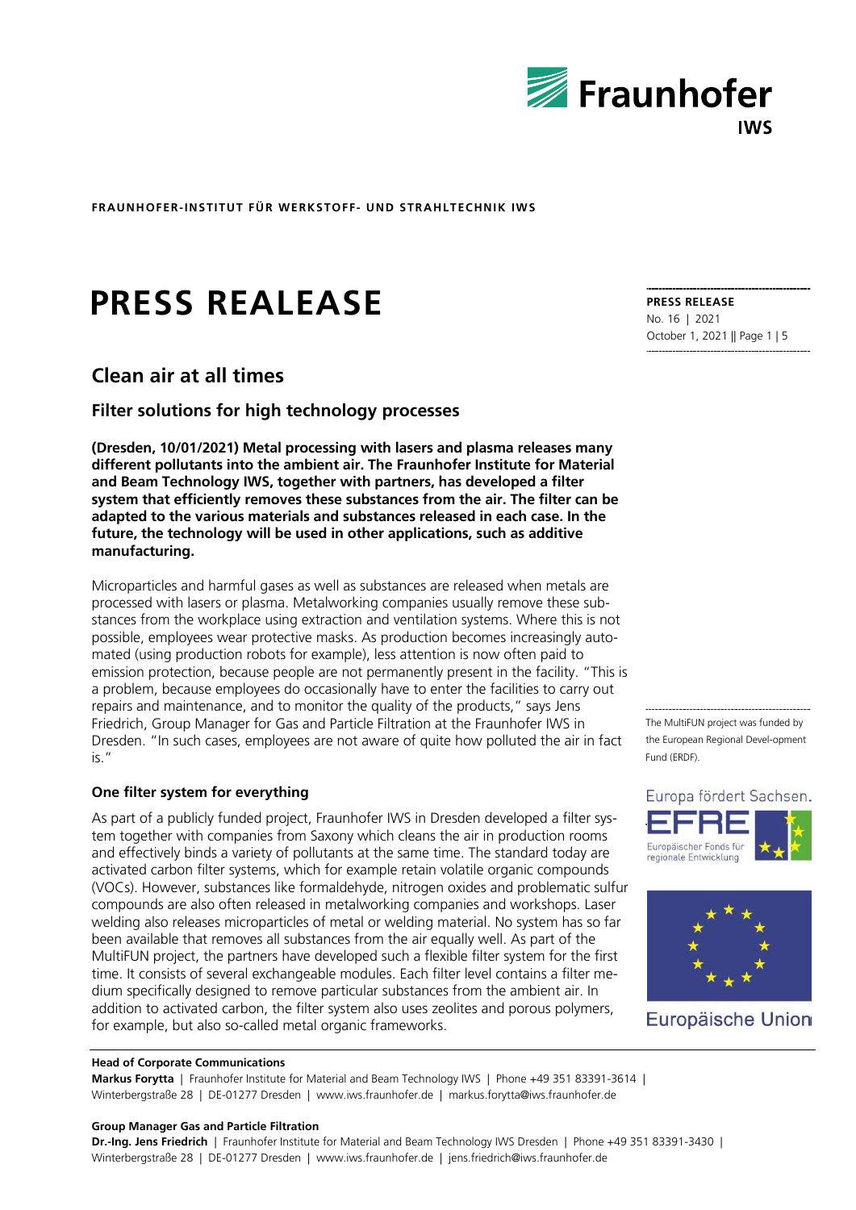FRAUNHOFER-INSTITUT FÜR WERKSTOFF- UND STRAHLTECHNIK IWS

# PRESS REALEASE

**PRESS RELEASE**
No. 16 | 2021
October 1, 2021

## Clean air at all times

### Filter solutions for high technology processes

**(Dresden, 10/01/2021) Metal processing with lasers and plasma releases many different pollutants into the ambient air. The Fraunhofer Institute for Material and Beam Technology IWS, together with partners, has developed a filter system that efficiently removes these substances from the air. The filter can be adapted to the various materials and substances released in each case. In the future, the technology will be used in other applications, such as additive manufacturing.**

Microparticles and harmful gases as well as substances are released when metals are processed with lasers or plasma. Metalworking companies usually remove these substances from the workplace using extraction and ventilation systems. Where this is not possible, employees wear protective masks. As production becomes increasingly automated (using production robots for example), less attention is now often paid to emission protection, because people are not permanently present in the facility. "This is a problem, because employees do occasionally have to enter the facilities to carry out repairs and maintenance, and to monitor the quality of the products," says Jens Friedrich, Group Manager for Gas and Particle Filtration at the Fraunhofer IWS in Dresden. "In such cases, employees are not aware of quite how polluted the air in fact is."

### One filter system for everything

As part of a publicly funded project, Fraunhofer IWS in Dresden developed a filter system together with companies from Saxony which cleans the air in production rooms and effectively binds a variety of pollutants at the same time. The standard today are activated carbon filter systems, which for example retain volatile organic compounds (VOCs). However, substances like formaldehyde, nitrogen oxides and problematic sulfur compounds are also often released in metalworking companies and workshops. Laser welding also releases microparticles of metal or welding material. No system has so far been available that removes all substances from the air equally well. As part of the MultiFUN project, the partners have developed such a flexible filter system for the first time. It consists of several exchangeable modules. Each filter level contains a filter medium specifically designed to remove particular substances from the ambient air. In addition to activated carbon, the filter system also uses zeolites and porous polymers, for example, but also so-called metal organic frameworks.

The MultiFUN project was funded by the European Regional Devel-opment Fund (ERDF).

Europa fördert Sachsen.
EFRE
Europäischer Fonds für regionale Entwicklung

Europäische Union

**Head of Corporate Communications**
**Markus Forytta** | Fraunhofer Institute for Material and Beam Technology IWS | Phone +49 351 83391-3614 | Winterbergstraße 28 | DE-01277 Dresden | www.iws.fraunhofer.de | markus.forytta@iws.fraunhofer.de

**Group Manager Gas and Particle Filtration**
**Dr.-Ing. Jens Friedrich** | Fraunhofer Institute for Material and Beam Technology IWS Dresden | Phone +49 351 83391-3430 | Winterbergstraße 28 | DE-01277 Dresden | www.iws.fraunhofer.de | jens.friedrich@iws.fraunhofer.de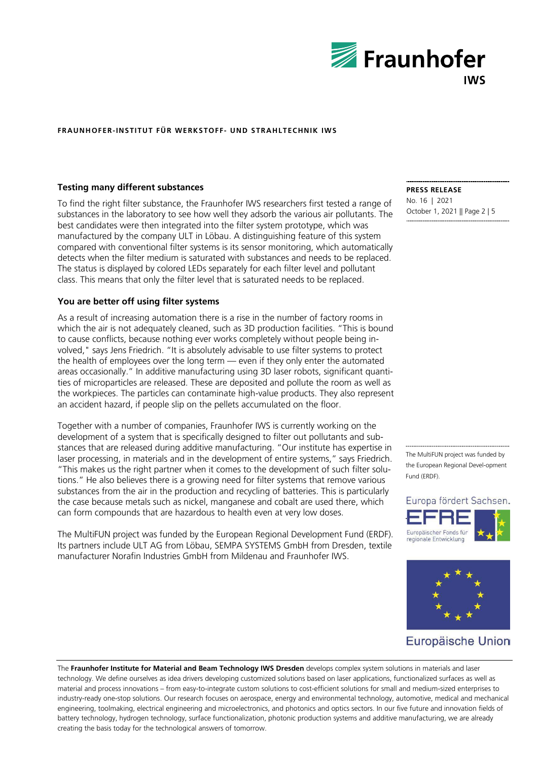### Testing many different substances

To find the right filter substance, the Fraunhofer IWS researchers first tested a range of substances in the laboratory to see how well they adsorb the various air pollutants. The best candidates were then integrated into the filter system prototype, which was manufactured by the company ULT in Löbau. A distinguishing feature of this system compared with conventional filter systems is its sensor monitoring, which automatically detects when the filter medium is saturated with substances and needs to be replaced. The status is displayed by colored LEDs separately for each filter level and pollutant class. This means that only the filter level that is saturated needs to be replaced.

### You are better off using filter systems

As a result of increasing automation there is a rise in the number of factory rooms in which the air is not adequately cleaned, such as 3D production facilities. "This is bound to cause conflicts, because nothing ever works completely without people being involved," says Jens Friedrich. "It is absolutely advisable to use filter systems to protect the health of employees over the long term — even if they only enter the automated areas occasionally." In additive manufacturing using 3D laser robots, significant quantities of microparticles are released. These are deposited and pollute the room as well as the workpieces. The particles can contaminate high-value products. They also represent an accident hazard, if people slip on the pellets accumulated on the floor.

Together with a number of companies, Fraunhofer IWS is currently working on the development of a system that is specifically designed to filter out pollutants and substances that are released during additive manufacturing. "Our institute has expertise in laser processing, in materials and in the development of entire systems," says Friedrich. "This makes us the right partner when it comes to the development of such filter solutions." He also believes there is a growing need for filter systems that remove various substances from the air in the production and recycling of batteries. This is particularly the case because metals such as nickel, manganese and cobalt are used there, which can form compounds that are hazardous to health even at very low doses.

The MultiFUN project was funded by the European Regional Development Fund (ERDF). Its partners include ULT AG from Löbau, SEMPA SYSTEMS GmbH from Dresden, textile manufacturer Norafin Industries GmbH from Mildenau and Fraunhofer IWS.

The MultiFUN project was funded by the European Regional Devel-opment Fund (ERDF).

Europa fördert Sachsen.

EFRE Europäischer Fonds für regionale Entwicklung

Europäische Union

The **Fraunhofer Institute for Material and Beam Technology IWS Dresden** develops complex system solutions in materials and laser technology. We define ourselves as idea drivers developing customized solutions based on laser applications, functionalized surfaces as well as material and process innovations – from easy-to-integrate custom solutions to cost-efficient solutions for small and medium-sized enterprises to industry-ready one-stop solutions. Our research focuses on aerospace, energy and environmental technology, automotive, medical and mechanical engineering, toolmaking, electrical engineering and microelectronics, and photonics and optics sectors. In our five future and innovation fields of battery technology, hydrogen technology, surface functionalization, photonic production systems and additive manufacturing, we are already creating the basis today for the technological answers of tomorrow.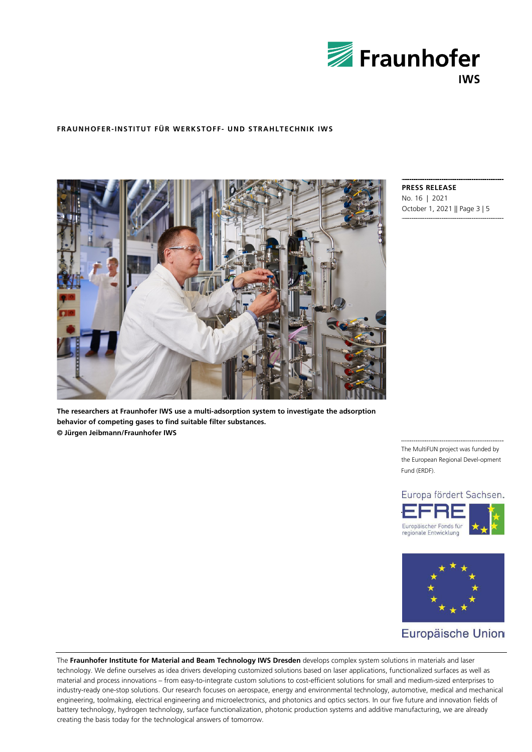FRAUNHOFER-INSTITUT FÜR WERKSTOFF- UND STRAHLTECHNIK IWS

**The researchers at Fraunhofer IWS use a multi-adsorption system to investigate the adsorption behavior of competing gases to find suitable filter substances.**
**© Jürgen Jeibmann/Fraunhofer IWS**

**PRESS RELEASE**
No. 16 | 2021
October 1, 2021

The MultiFUN project was funded by the European Regional Devel-opment Fund (ERDF).

Europa fördert Sachsen.
EFRE
Europäischer Fonds für regionale Entwicklung

Europäische Union

The **Fraunhofer Institute for Material and Beam Technology IWS Dresden** develops complex system solutions in materials and laser technology. We define ourselves as idea drivers developing customized solutions based on laser applications, functionalized surfaces as well as material and process innovations – from easy-to-integrate custom solutions to cost-efficient solutions for small and medium-sized enterprises to industry-ready one-stop solutions. Our research focuses on aerospace, energy and environmental technology, automotive, medical and mechanical engineering, toolmaking, electrical engineering and microelectronics, and photonics and optics sectors. In our five future and innovation fields of battery technology, hydrogen technology, surface functionalization, photonic production systems and additive manufacturing, we are already creating the basis today for the technological answers of tomorrow.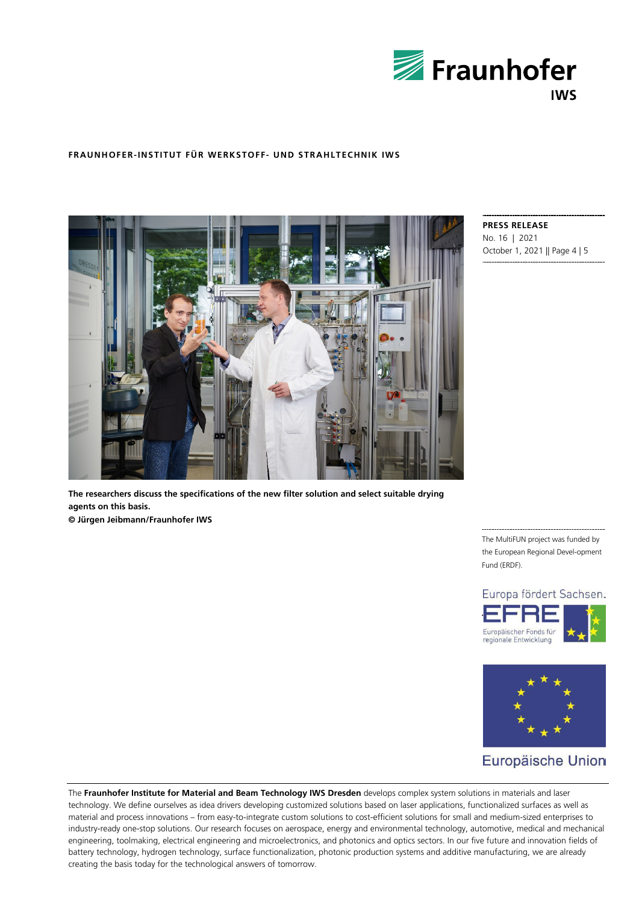FRAUNHOFER-INSTITUT FÜR WERKSTOFF- UND STRAHLTECHNIK IWS

**PRESS RELEASE**
No. 16 | 2021
October 1, 2021 || Page 4 | 5

**The researchers discuss the specifications of the new filter solution and select suitable drying agents on this basis.**
**© Jürgen Jeibmann/Fraunhofer IWS**

The MultiFUN project was funded by the European Regional Devel-opment Fund (ERDF).

Europa fördert Sachsen.
EFRE
Europäischer Fonds für regionale Entwicklung

Europäische Union

The **Fraunhofer Institute for Material and Beam Technology IWS Dresden** develops complex system solutions in materials and laser technology. We define ourselves as idea drivers developing customized solutions based on laser applications, functionalized surfaces as well as material and process innovations – from easy-to-integrate custom solutions to cost-efficient solutions for small and medium-sized enterprises to industry-ready one-stop solutions. Our research focuses on aerospace, energy and environmental technology, automotive, medical and mechanical engineering, toolmaking, electrical engineering and microelectronics, and photonics and optics sectors. In our five future and innovation fields of battery technology, hydrogen technology, surface functionalization, photonic production systems and additive manufacturing, we are already creating the basis today for the technological answers of tomorrow.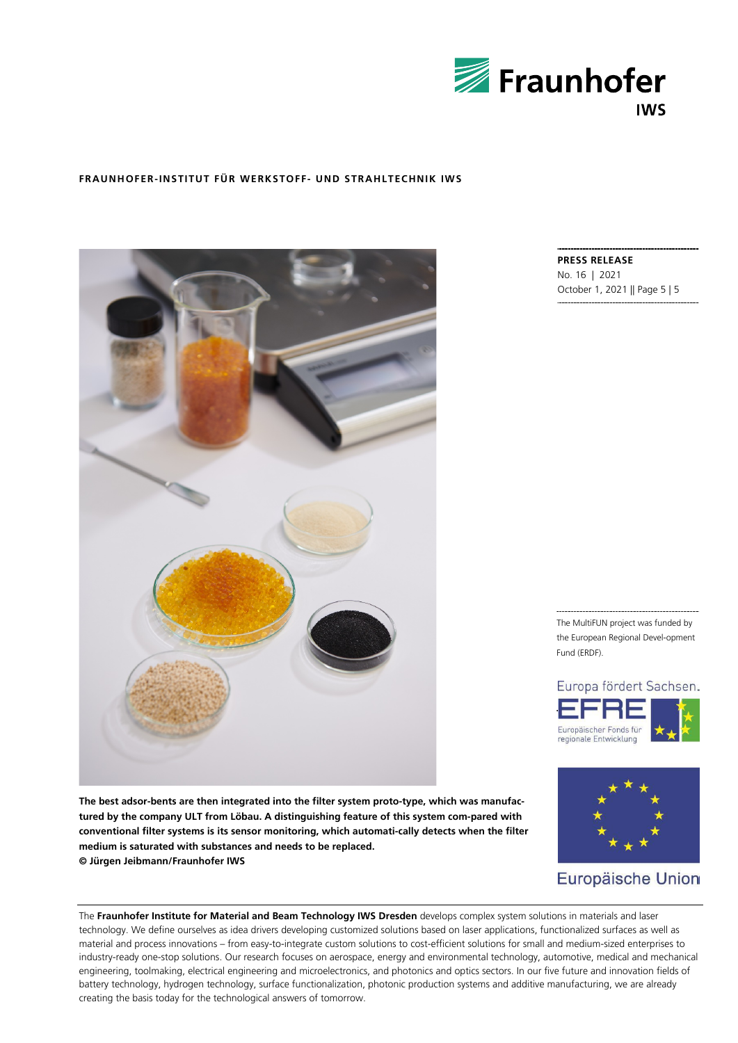FRAUNHOFER-INSTITUT FÜR WERKSTOFF- UND STRAHLTECHNIK IWS

**PRESS RELEASE**
No. 16 | 2021
October 1, 2021 || Page 5 | 5

**The best adsor-bents are then integrated into the filter system proto-type, which was manufac-tured by the company ULT from Löbau. A distinguishing feature of this system com-pared with conventional filter systems is its sensor monitoring, which automati-cally detects when the filter medium is saturated with substances and needs to be replaced.**
**© Jürgen Jeibmann/Fraunhofer IWS**

The MultiFUN project was funded by the European Regional Devel-opment Fund (ERDF).

Europa fördert Sachsen.
EFRE
Europäischer Fonds für regionale Entwicklung

Europäische Union

The **Fraunhofer Institute for Material and Beam Technology IWS Dresden** develops complex system solutions in materials and laser technology. We define ourselves as idea drivers developing customized solutions based on laser applications, functionalized surfaces as well as material and process innovations – from easy-to-integrate custom solutions to cost-efficient solutions for small and medium-sized enterprises to industry-ready one-stop solutions. Our research focuses on aerospace, energy and environmental technology, automotive, medical and mechanical engineering, toolmaking, electrical engineering and microelectronics, and photonics and optics sectors. In our five future and innovation fields of battery technology, hydrogen technology, surface functionalization, photonic production systems and additive manufacturing, we are already creating the basis today for the technological answers of tomorrow.